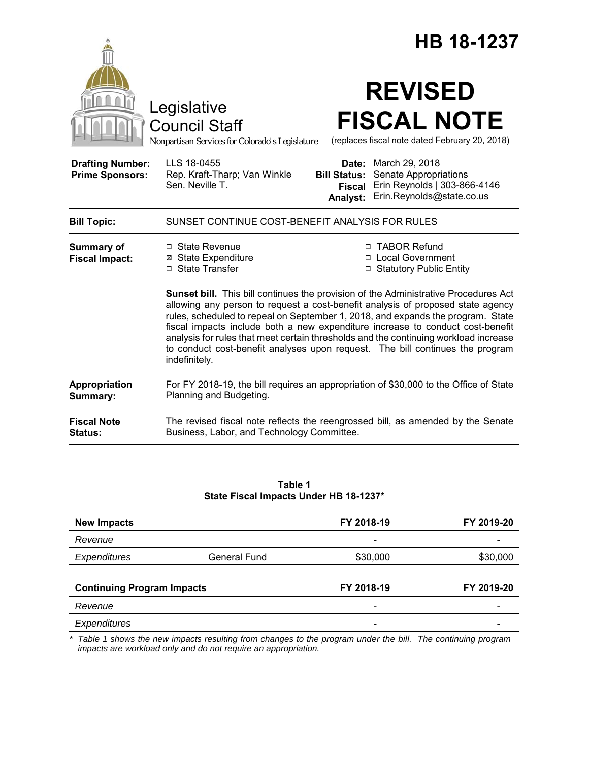# HB 18-1237

Legislative Council Staff

*Nonpartisan Services for Colorado's Legislature*

# REVISED FISCAL NOTE

(replaces fiscal note dated February 20, 2018)

| | | | |
|---|---|---|---|
| **Drafting Number:** | LLS 18-0455 | **Date:** | March 29, 2018 |
| **Prime Sponsors:** | Rep. Kraft-Tharp; Van Winkle<br>Sen. Neville T. | **Bill Status:** | Senate Appropriations |
| | | **Fiscal Analyst:** | Erin Reynolds \| 303-866-4146<br>Erin.Reynolds@state.co.us |

**Bill Topic:** SUNSET CONTINUE COST-BENEFIT ANALYSIS FOR RULES

**Summary of Fiscal Impact:**

- ☐ State Revenue
- ☒ State Expenditure
- ☐ State Transfer
- ☐ TABOR Refund
- ☐ Local Government
- ☐ Statutory Public Entity

**Sunset bill.** This bill continues the provision of the Administrative Procedures Act allowing any person to request a cost-benefit analysis of proposed state agency rules, scheduled to repeal on September 1, 2018, and expands the program. State fiscal impacts include both a new expenditure increase to conduct cost-benefit analysis for rules that meet certain thresholds and the continuing workload increase to conduct cost-benefit analyses upon request. The bill continues the program indefinitely.

**Appropriation Summary:** For FY 2018-19, the bill requires an appropriation of $30,000 to the Office of State Planning and Budgeting.

**Fiscal Note Status:** The revised fiscal note reflects the reengrossed bill, as amended by the Senate Business, Labor, and Technology Committee.

**Table 1**
**State Fiscal Impacts Under HB 18-1237***

| **New Impacts** | | **FY 2018-19** | **FY 2019-20** |
|---|---|---|---|
| *Revenue* | | - | - |
| *Expenditures* | General Fund | $30,000 | $30,000 |
| **Continuing Program Impacts** | | **FY 2018-19** | **FY 2019-20** |
| *Revenue* | | - | - |
| *Expenditures* | | - | - |

\* *Table 1 shows the new impacts resulting from changes to the program under the bill. The continuing program impacts are workload only and do not require an appropriation.*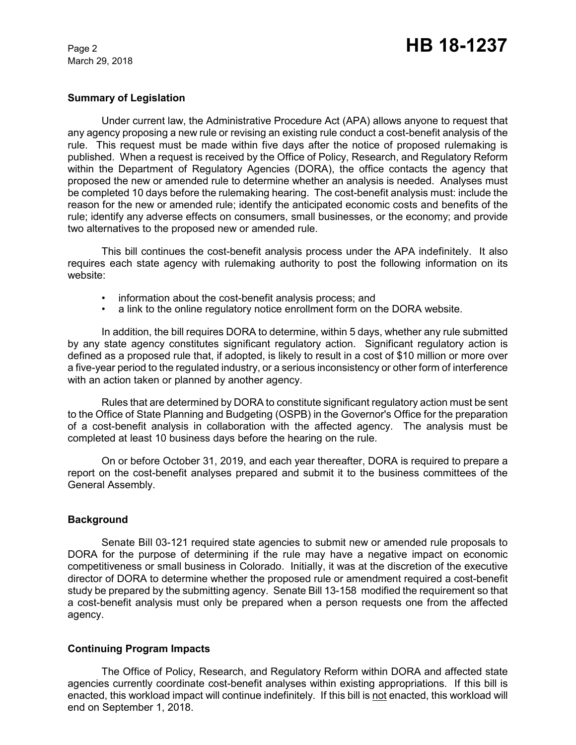## Summary of Legislation

Under current law, the Administrative Procedure Act (APA) allows anyone to request that any agency proposing a new rule or revising an existing rule conduct a cost-benefit analysis of the rule. This request must be made within five days after the notice of proposed rulemaking is published. When a request is received by the Office of Policy, Research, and Regulatory Reform within the Department of Regulatory Agencies (DORA), the office contacts the agency that proposed the new or amended rule to determine whether an analysis is needed. Analyses must be completed 10 days before the rulemaking hearing. The cost-benefit analysis must: include the reason for the new or amended rule; identify the anticipated economic costs and benefits of the rule; identify any adverse effects on consumers, small businesses, or the economy; and provide two alternatives to the proposed new or amended rule.

This bill continues the cost-benefit analysis process under the APA indefinitely. It also requires each state agency with rulemaking authority to post the following information on its website:

- information about the cost-benefit analysis process; and
- a link to the online regulatory notice enrollment form on the DORA website.

In addition, the bill requires DORA to determine, within 5 days, whether any rule submitted by any state agency constitutes significant regulatory action. Significant regulatory action is defined as a proposed rule that, if adopted, is likely to result in a cost of $10 million or more over a five-year period to the regulated industry, or a serious inconsistency or other form of interference with an action taken or planned by another agency.

Rules that are determined by DORA to constitute significant regulatory action must be sent to the Office of State Planning and Budgeting (OSPB) in the Governor's Office for the preparation of a cost-benefit analysis in collaboration with the affected agency. The analysis must be completed at least 10 business days before the hearing on the rule.

On or before October 31, 2019, and each year thereafter, DORA is required to prepare a report on the cost-benefit analyses prepared and submit it to the business committees of the General Assembly.

## Background

Senate Bill 03-121 required state agencies to submit new or amended rule proposals to DORA for the purpose of determining if the rule may have a negative impact on economic competitiveness or small business in Colorado. Initially, it was at the discretion of the executive director of DORA to determine whether the proposed rule or amendment required a cost-benefit study be prepared by the submitting agency. Senate Bill 13-158 modified the requirement so that a cost-benefit analysis must only be prepared when a person requests one from the affected agency.

## Continuing Program Impacts

The Office of Policy, Research, and Regulatory Reform within DORA and affected state agencies currently coordinate cost-benefit analyses within existing appropriations. If this bill is enacted, this workload impact will continue indefinitely. If this bill is not enacted, this workload will end on September 1, 2018.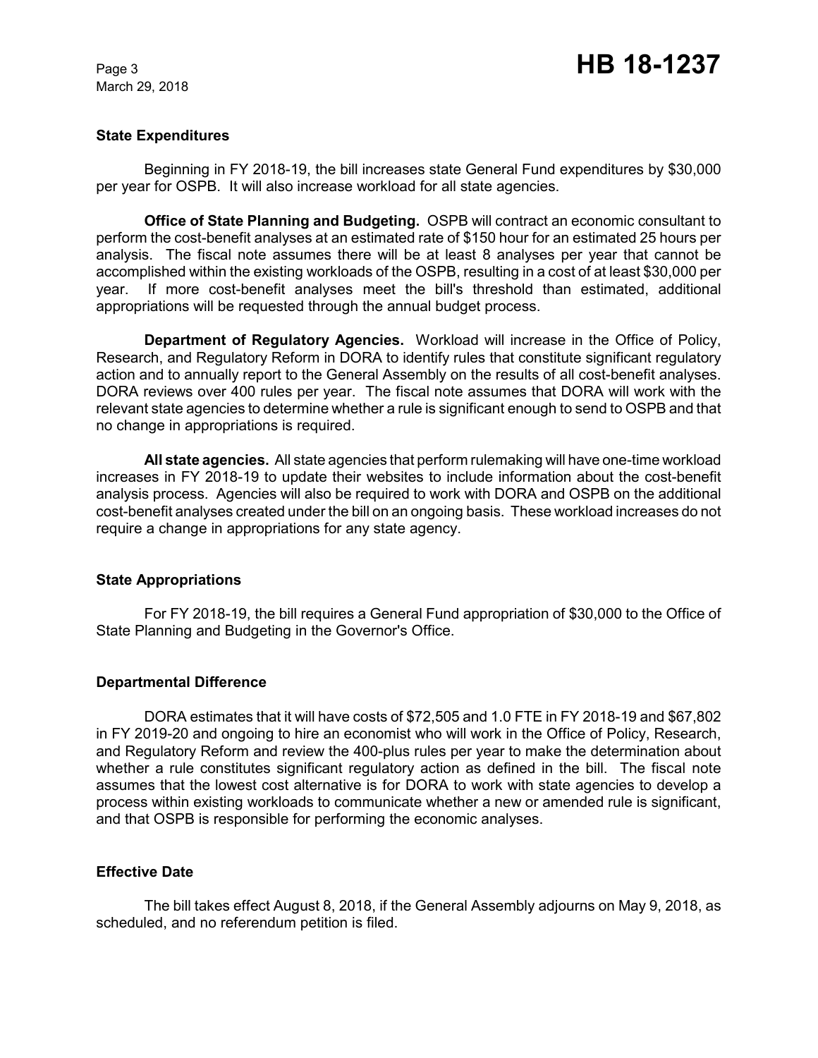### State Expenditures

Beginning in FY 2018-19, the bill increases state General Fund expenditures by $30,000 per year for OSPB. It will also increase workload for all state agencies.

**Office of State Planning and Budgeting.** OSPB will contract an economic consultant to perform the cost-benefit analyses at an estimated rate of $150 hour for an estimated 25 hours per analysis. The fiscal note assumes there will be at least 8 analyses per year that cannot be accomplished within the existing workloads of the OSPB, resulting in a cost of at least $30,000 per year. If more cost-benefit analyses meet the bill's threshold than estimated, additional appropriations will be requested through the annual budget process.

**Department of Regulatory Agencies.** Workload will increase in the Office of Policy, Research, and Regulatory Reform in DORA to identify rules that constitute significant regulatory action and to annually report to the General Assembly on the results of all cost-benefit analyses. DORA reviews over 400 rules per year. The fiscal note assumes that DORA will work with the relevant state agencies to determine whether a rule is significant enough to send to OSPB and that no change in appropriations is required.

**All state agencies.** All state agencies that perform rulemaking will have one-time workload increases in FY 2018-19 to update their websites to include information about the cost-benefit analysis process. Agencies will also be required to work with DORA and OSPB on the additional cost-benefit analyses created under the bill on an ongoing basis. These workload increases do not require a change in appropriations for any state agency.

### State Appropriations

For FY 2018-19, the bill requires a General Fund appropriation of $30,000 to the Office of State Planning and Budgeting in the Governor's Office.

### Departmental Difference

DORA estimates that it will have costs of $72,505 and 1.0 FTE in FY 2018-19 and $67,802 in FY 2019-20 and ongoing to hire an economist who will work in the Office of Policy, Research, and Regulatory Reform and review the 400-plus rules per year to make the determination about whether a rule constitutes significant regulatory action as defined in the bill. The fiscal note assumes that the lowest cost alternative is for DORA to work with state agencies to develop a process within existing workloads to communicate whether a new or amended rule is significant, and that OSPB is responsible for performing the economic analyses.

### Effective Date

The bill takes effect August 8, 2018, if the General Assembly adjourns on May 9, 2018, as scheduled, and no referendum petition is filed.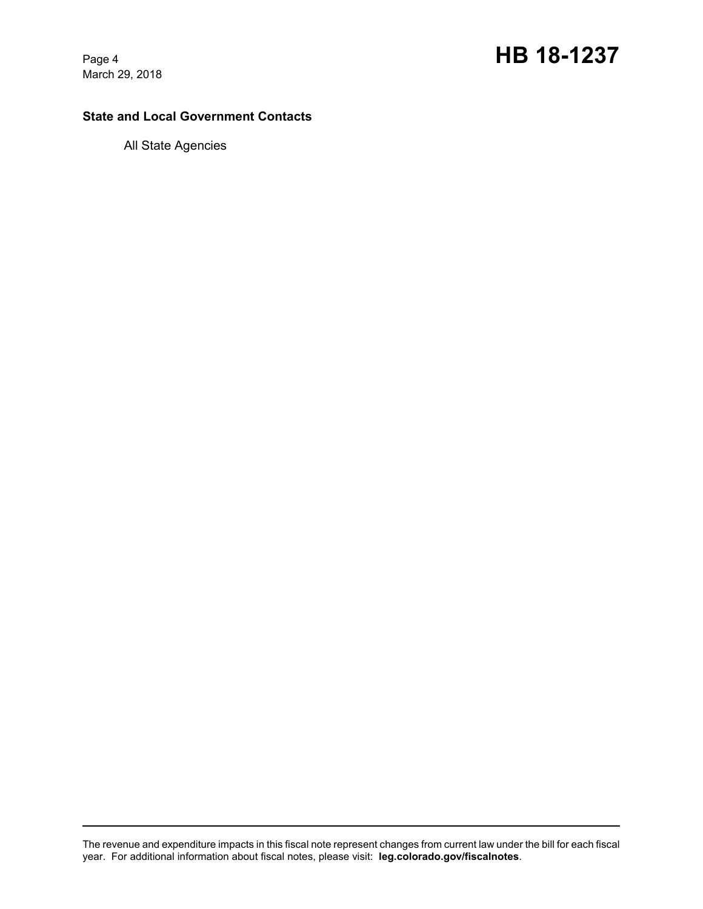### State and Local Government Contacts

All State Agencies

The revenue and expenditure impacts in this fiscal note represent changes from current law under the bill for each fiscal year. For additional information about fiscal notes, please visit: **leg.colorado.gov/fiscalnotes**.